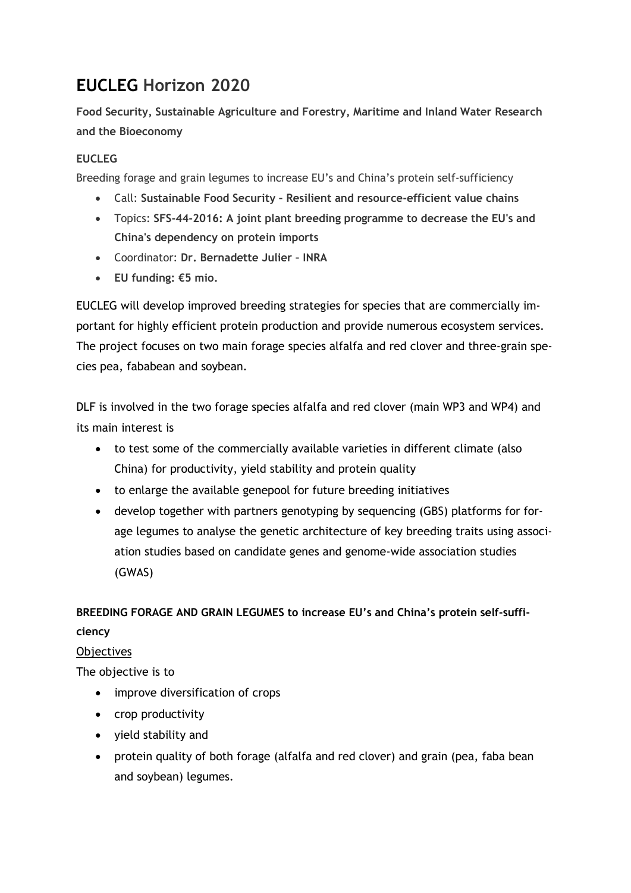# **EUCLEG** Horizon 2020

**Food Security, Sustainable Agriculture and Forestry, Maritime and Inland Water Research and the Bioeconomy**

**EUCLEG**

Breeding forage and grain legumes to increase EU's and China's protein self-sufficiency

- Call: **Sustainable Food Security – Resilient and resource-efficient value chains**
- Topics: **SFS-44-2016: A joint plant breeding programme to decrease the EU's and China's dependency on protein imports**
- Coordinator: **Dr. Bernadette Julier – INRA**
- **EU funding: €5 mio.**

EUCLEG will develop improved breeding strategies for species that are commercially important for highly efficient protein production and provide numerous ecosystem services. The project focuses on two main forage species alfalfa and red clover and three-grain species pea, fababean and soybean.

DLF is involved in the two forage species alfalfa and red clover (main WP3 and WP4) and its main interest is

- to test some of the commercially available varieties in different climate (also China) for productivity, yield stability and protein quality
- to enlarge the available genepool for future breeding initiatives
- develop together with partners genotyping by sequencing (GBS) platforms for forage legumes to analyse the genetic architecture of key breeding traits using association studies based on candidate genes and genome-wide association studies (GWAS)

**BREEDING FORAGE AND GRAIN LEGUMES to increase EU's and China's protein self-sufficiency**

Objectives

The objective is to

- improve diversification of crops
- crop productivity
- yield stability and
- protein quality of both forage (alfalfa and red clover) and grain (pea, faba bean and soybean) legumes.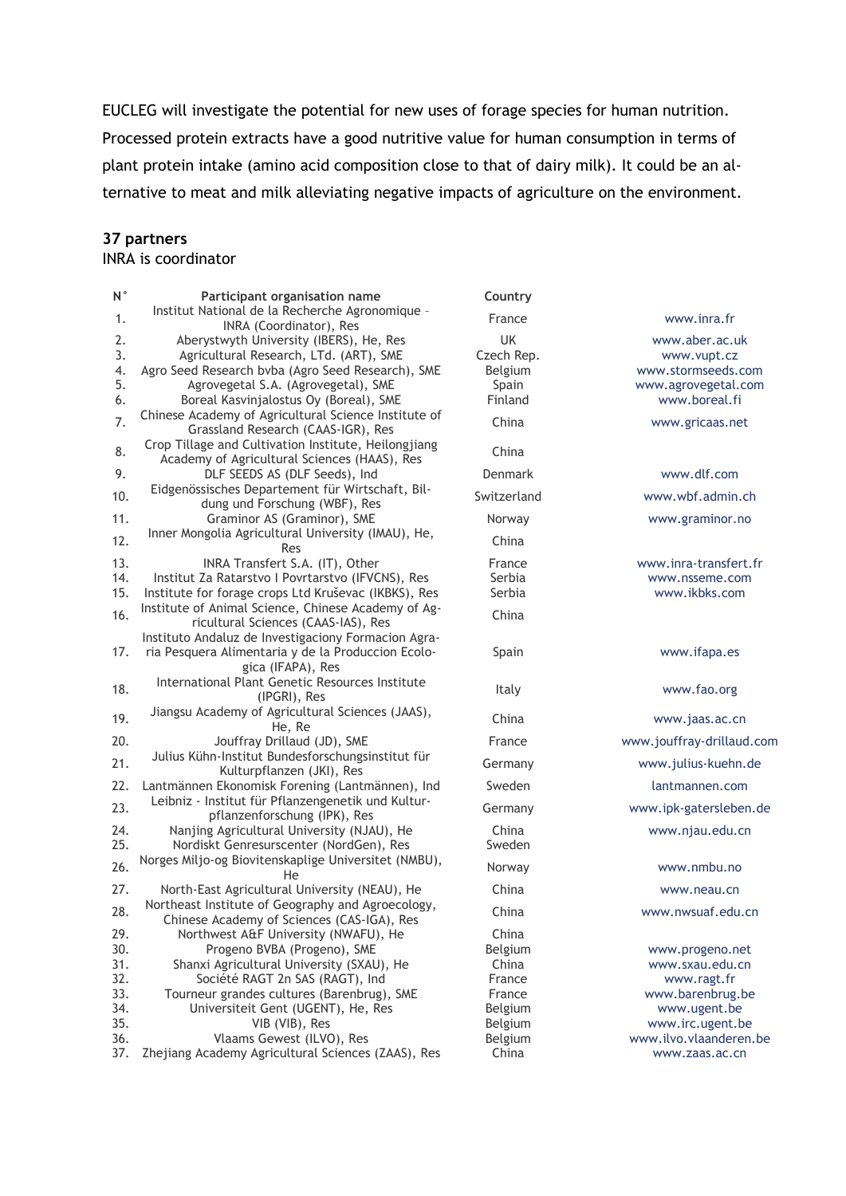EUCLEG will investigate the potential for new uses of forage species for human nutrition. Processed protein extracts have a good nutritive value for human consumption in terms of plant protein intake (amino acid composition close to that of dairy milk). It could be an alternative to meat and milk alleviating negative impacts of agriculture on the environment.

**37 partners**

INRA is coordinator

| N° | Participant organisation name | Country | |
|---|---|---|---|
| 1. | Institut National de la Recherche Agronomique – INRA (Coordinator), Res | France | www.inra.fr |
| 2. | Aberystwyth University (IBERS), He, Res | UK | www.aber.ac.uk |
| 3. | Agricultural Research, LTd. (ART), SME | Czech Rep. | www.vupt.cz |
| 4. | Agro Seed Research bvba (Agro Seed Research), SME | Belgium | www.stormseeds.com |
| 5. | Agrovegetal S.A. (Agrovegetal), SME | Spain | www.agrovegetal.com |
| 6. | Boreal Kasvinjalostus Oy (Boreal), SME | Finland | www.boreal.fi |
| 7. | Chinese Academy of Agricultural Science Institute of Grassland Research (CAAS-IGR), Res | China | www.gricaas.net |
| 8. | Crop Tillage and Cultivation Institute, Heilongjiang Academy of Agricultural Sciences (HAAS), Res | China | |
| 9. | DLF SEEDS AS (DLF Seeds), Ind | Denmark | www.dlf.com |
| 10. | Eidgenössisches Departement für Wirtschaft, Bildung und Forschung (WBF), Res | Switzerland | www.wbf.admin.ch |
| 11. | Graminor AS (Graminor), SME | Norway | www.graminor.no |
| 12. | Inner Mongolia Agricultural University (IMAU), He, Res | China | |
| 13. | INRA Transfert S.A. (IT), Other | France | www.inra-transfert.fr |
| 14. | Institut Za Ratarstvo I Povrtarstvo (IFVCNS), Res | Serbia | www.nsseme.com |
| 15. | Institute for forage crops Ltd Kruševac (IKBKS), Res | Serbia | www.ikbks.com |
| 16. | Institute of Animal Science, Chinese Academy of Agricultural Sciences (CAAS-IAS), Res | China | |
| 17. | Instituto Andaluz de Investigaciony Formacion Agraria Pesquera Alimentaria y de la Produccion Ecologica (IFAPA), Res | Spain | www.ifapa.es |
| 18. | International Plant Genetic Resources Institute (IPGRI), Res | Italy | www.fao.org |
| 19. | Jiangsu Academy of Agricultural Sciences (JAAS), He, Re | China | www.jaas.ac.cn |
| 20. | Jouffray Drillaud (JD), SME | France | www.jouffray-drillaud.com |
| 21. | Julius Kühn-Institut Bundesforschungsinstitut für Kulturpflanzen (JKI), Res | Germany | www.julius-kuehn.de |
| 22. | Lantmännen Ekonomisk Forening (Lantmännen), Ind | Sweden | lantmannen.com |
| 23. | Leibniz - Institut für Pflanzengenetik und Kulturpflanzenforschung (IPK), Res | Germany | www.ipk-gatersleben.de |
| 24. | Nanjing Agricultural University (NJAU), He | China | www.njau.edu.cn |
| 25. | Nordiskt Genresurscenter (NordGen), Res | Sweden | |
| 26. | Norges Miljo-og Biovitenskaplige Universitet (NMBU), He | Norway | www.nmbu.no |
| 27. | North-East Agricultural University (NEAU), He | China | www.neau.cn |
| 28. | Northeast Institute of Geography and Agroecology, Chinese Academy of Sciences (CAS-IGA), Res | China | www.nwsuaf.edu.cn |
| 29. | Northwest A&F University (NWAFU), He | China | |
| 30. | Progeno BVBA (Progeno), SME | Belgium | www.progeno.net |
| 31. | Shanxi Agricultural University (SXAU), He | China | www.sxau.edu.cn |
| 32. | Société RAGT 2n SAS (RAGT), Ind | France | www.ragt.fr |
| 33. | Tourneur grandes cultures (Barenbrug), SME | France | www.barenbrug.be |
| 34. | Universiteit Gent (UGENT), He, Res | Belgium | www.ugent.be |
| 35. | VIB (VIB), Res | Belgium | www.irc.ugent.be |
| 36. | Vlaams Gewest (ILVO), Res | Belgium | www.ilvo.vlaanderen.be |
| 37. | Zhejiang Academy Agricultural Sciences (ZAAS), Res | China | www.zaas.ac.cn |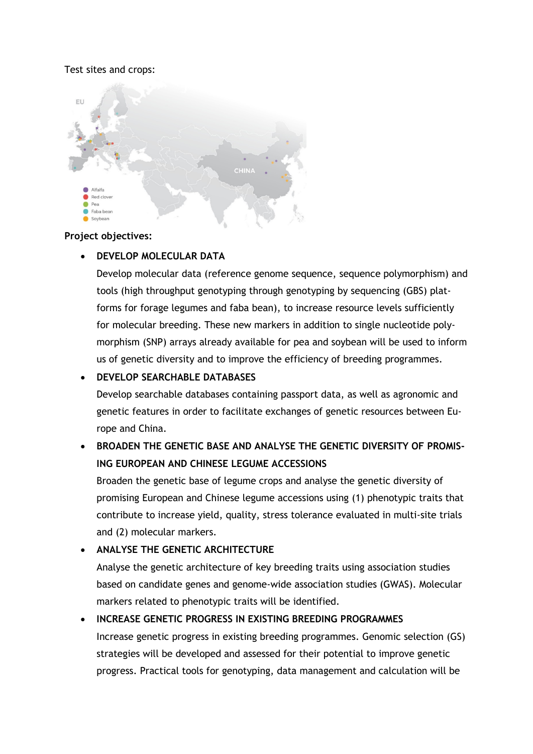Test sites and crops:

**Project objectives:**

- **DEVELOP MOLECULAR DATA**

  Develop molecular data (reference genome sequence, sequence polymorphism) and tools (high throughput genotyping through genotyping by sequencing (GBS) platforms for forage legumes and faba bean), to increase resource levels sufficiently for molecular breeding. These new markers in addition to single nucleotide polymorphism (SNP) arrays already available for pea and soybean will be used to inform us of genetic diversity and to improve the efficiency of breeding programmes.

- **DEVELOP SEARCHABLE DATABASES**

  Develop searchable databases containing passport data, as well as agronomic and genetic features in order to facilitate exchanges of genetic resources between Europe and China.

- **BROADEN THE GENETIC BASE AND ANALYSE THE GENETIC DIVERSITY OF PROMISING EUROPEAN AND CHINESE LEGUME ACCESSIONS**

  Broaden the genetic base of legume crops and analyse the genetic diversity of promising European and Chinese legume accessions using (1) phenotypic traits that contribute to increase yield, quality, stress tolerance evaluated in multi-site trials and (2) molecular markers.

- **ANALYSE THE GENETIC ARCHITECTURE**

  Analyse the genetic architecture of key breeding traits using association studies based on candidate genes and genome-wide association studies (GWAS). Molecular markers related to phenotypic traits will be identified.

- **INCREASE GENETIC PROGRESS IN EXISTING BREEDING PROGRAMMES**

  Increase genetic progress in existing breeding programmes. Genomic selection (GS) strategies will be developed and assessed for their potential to improve genetic progress. Practical tools for genotyping, data management and calculation will be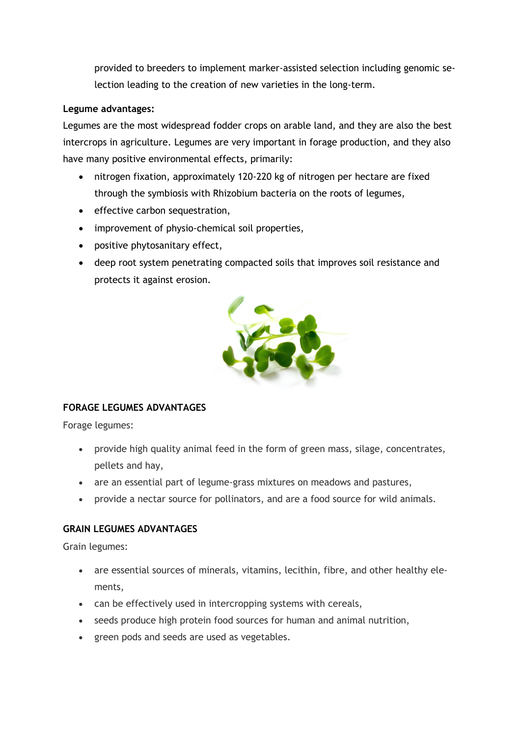provided to breeders to implement marker-assisted selection including genomic selection leading to the creation of new varieties in the long-term.

**Legume advantages:**

Legumes are the most widespread fodder crops on arable land, and they are also the best intercrops in agriculture. Legumes are very important in forage production, and they also have many positive environmental effects, primarily:

- nitrogen fixation, approximately 120-220 kg of nitrogen per hectare are fixed through the symbiosis with Rhizobium bacteria on the roots of legumes,
- effective carbon sequestration,
- improvement of physio-chemical soil properties,
- positive phytosanitary effect,
- deep root system penetrating compacted soils that improves soil resistance and protects it against erosion.

**FORAGE LEGUMES ADVANTAGES**

Forage legumes:

- provide high quality animal feed in the form of green mass, silage, concentrates, pellets and hay,
- are an essential part of legume-grass mixtures on meadows and pastures,
- provide a nectar source for pollinators, and are a food source for wild animals.

**GRAIN LEGUMES ADVANTAGES**

Grain legumes:

- are essential sources of minerals, vitamins, lecithin, fibre, and other healthy elements,
- can be effectively used in intercropping systems with cereals,
- seeds produce high protein food sources for human and animal nutrition,
- green pods and seeds are used as vegetables.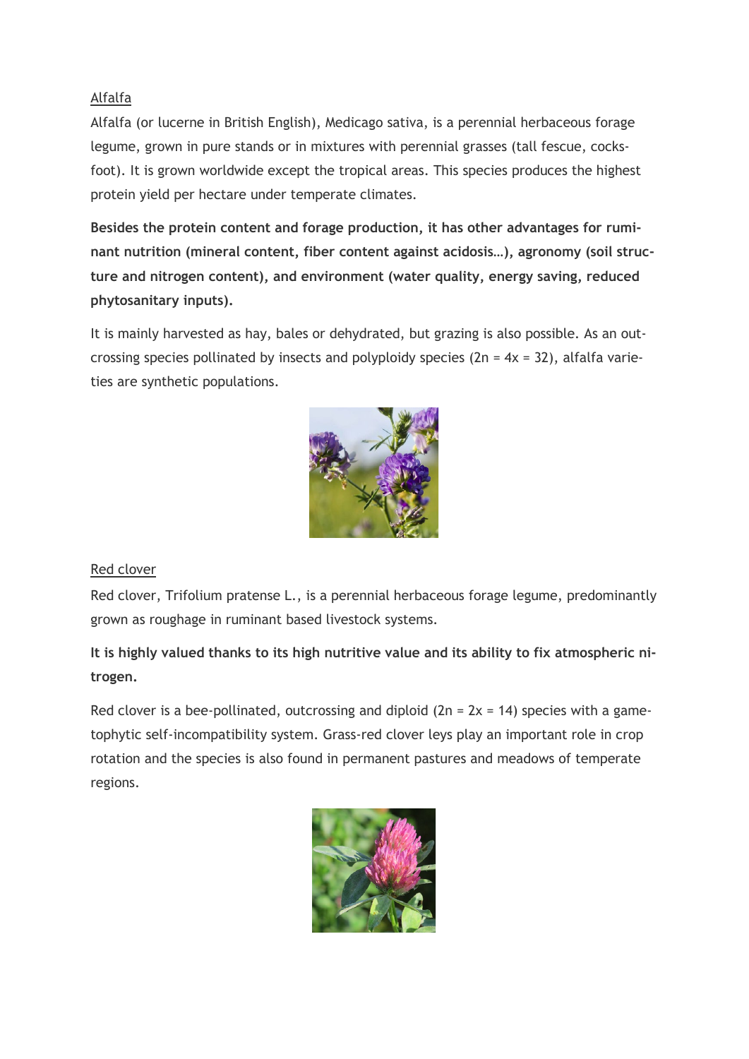Alfalfa

Alfalfa (or lucerne in British English), Medicago sativa, is a perennial herbaceous forage legume, grown in pure stands or in mixtures with perennial grasses (tall fescue, cocksfoot). It is grown worldwide except the tropical areas. This species produces the highest protein yield per hectare under temperate climates.

**Besides the protein content and forage production, it has other advantages for ruminant nutrition (mineral content, fiber content against acidosis…), agronomy (soil structure and nitrogen content), and environment (water quality, energy saving, reduced phytosanitary inputs).**

It is mainly harvested as hay, bales or dehydrated, but grazing is also possible. As an outcrossing species pollinated by insects and polyploidy species ($2n = 4x = 32$), alfalfa varieties are synthetic populations.

Red clover

Red clover, Trifolium pratense L., is a perennial herbaceous forage legume, predominantly grown as roughage in ruminant based livestock systems.

**It is highly valued thanks to its high nutritive value and its ability to fix atmospheric nitrogen.**

Red clover is a bee-pollinated, outcrossing and diploid ($2n = 2x = 14$) species with a gametophytic self-incompatibility system. Grass-red clover leys play an important role in crop rotation and the species is also found in permanent pastures and meadows of temperate regions.